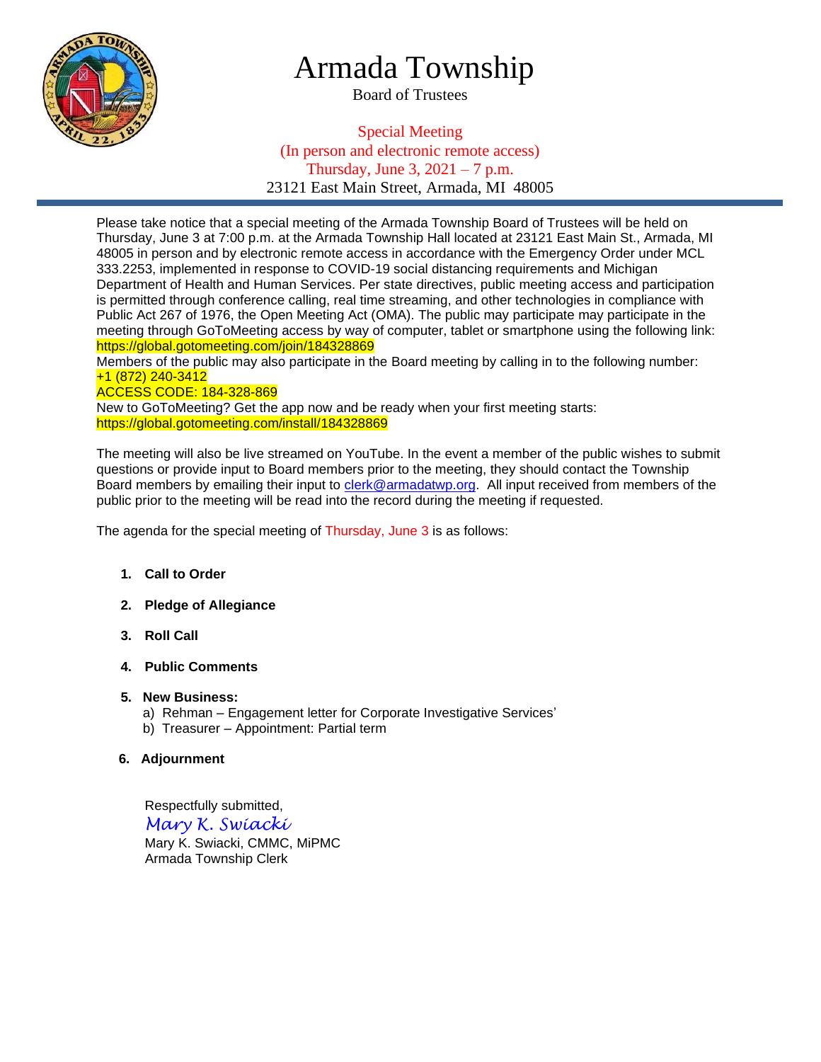# Armada Township

Board of Trustees

Special Meeting
(In person and electronic remote access)
Thursday, June 3, 2021 – 7 p.m.
23121 East Main Street, Armada, MI 48005

Please take notice that a special meeting of the Armada Township Board of Trustees will be held on Thursday, June 3 at 7:00 p.m. at the Armada Township Hall located at 23121 East Main St., Armada, MI 48005 in person and by electronic remote access in accordance with the Emergency Order under MCL 333.2253, implemented in response to COVID-19 social distancing requirements and Michigan Department of Health and Human Services. Per state directives, public meeting access and participation is permitted through conference calling, real time streaming, and other technologies in compliance with Public Act 267 of 1976, the Open Meeting Act (OMA). The public may participate may participate in the meeting through GoToMeeting access by way of computer, tablet or smartphone using the following link: https://global.gotomeeting.com/join/184328869

Members of the public may also participate in the Board meeting by calling in to the following number:
+1 (872) 240-3412
ACCESS CODE: 184-328-869

New to GoToMeeting? Get the app now and be ready when your first meeting starts:
https://global.gotomeeting.com/install/184328869

The meeting will also be live streamed on YouTube. In the event a member of the public wishes to submit questions or provide input to Board members prior to the meeting, they should contact the Township Board members by emailing their input to clerk@armadatwp.org. All input received from members of the public prior to the meeting will be read into the record during the meeting if requested.

The agenda for the special meeting of Thursday, June 3 is as follows:

1. **Call to Order**
2. **Pledge of Allegiance**
3. **Roll Call**
4. **Public Comments**
5. **New Business:**
   a) Rehman – Engagement letter for Corporate Investigative Services'
   b) Treasurer – Appointment: Partial term
6. **Adjournment**

Respectfully submitted,
*Mary K. Swiacki*
Mary K. Swiacki, CMMC, MiPMC
Armada Township Clerk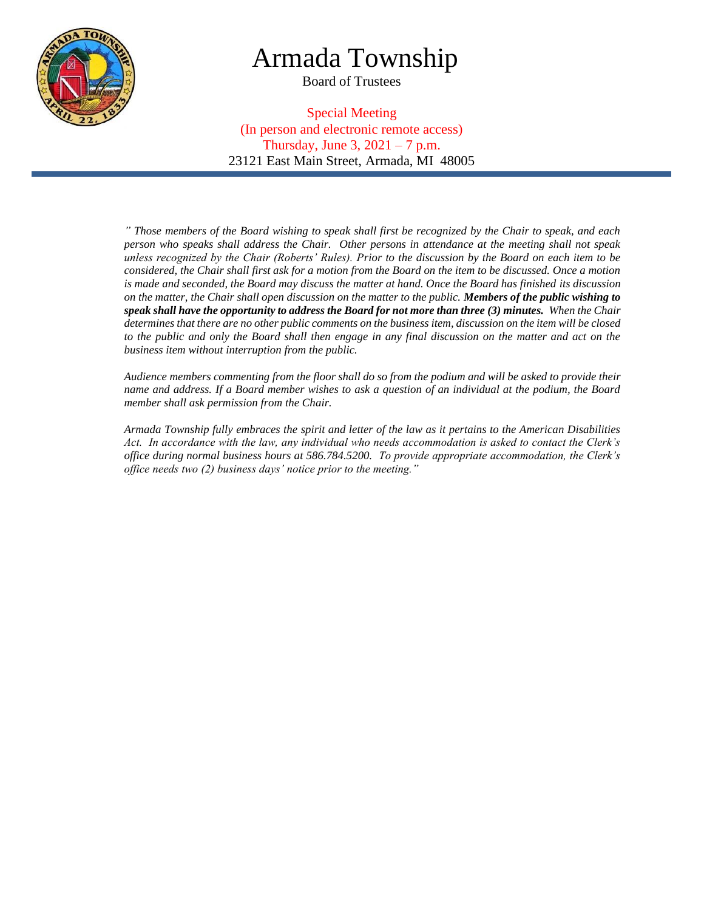# Armada Township

Board of Trustees

Special Meeting
(In person and electronic remote access)
Thursday, June 3, 2021 – 7 p.m.
23121 East Main Street, Armada, MI 48005

*" Those members of the Board wishing to speak shall first be recognized by the Chair to speak, and each person who speaks shall address the Chair. Other persons in attendance at the meeting shall not speak unless recognized by the Chair (Roberts' Rules). Prior to the discussion by the Board on each item to be considered, the Chair shall first ask for a motion from the Board on the item to be discussed. Once a motion is made and seconded, the Board may discuss the matter at hand. Once the Board has finished its discussion on the matter, the Chair shall open discussion on the matter to the public.* ***Members of the public wishing to speak shall have the opportunity to address the Board for not more than three (3) minutes.*** *When the Chair determines that there are no other public comments on the business item, discussion on the item will be closed to the public and only the Board shall then engage in any final discussion on the matter and act on the business item without interruption from the public.*

*Audience members commenting from the floor shall do so from the podium and will be asked to provide their name and address. If a Board member wishes to ask a question of an individual at the podium, the Board member shall ask permission from the Chair.*

*Armada Township fully embraces the spirit and letter of the law as it pertains to the American Disabilities Act. In accordance with the law, any individual who needs accommodation is asked to contact the Clerk's office during normal business hours at 586.784.5200. To provide appropriate accommodation, the Clerk's office needs two (2) business days' notice prior to the meeting."*